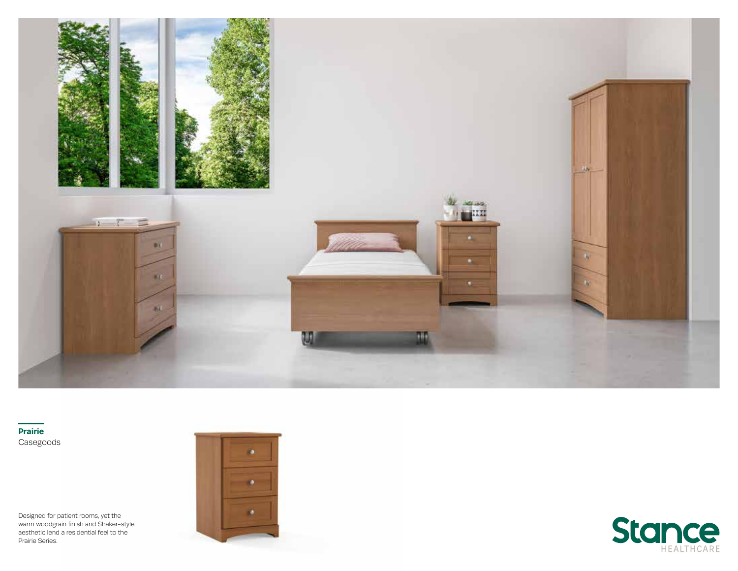## Prairie

Casegoods

Designed for patient rooms, yet the warm woodgrain finish and Shaker-style aesthetic lend a residential feel to the Prairie Series.

Stance HEALTHCARE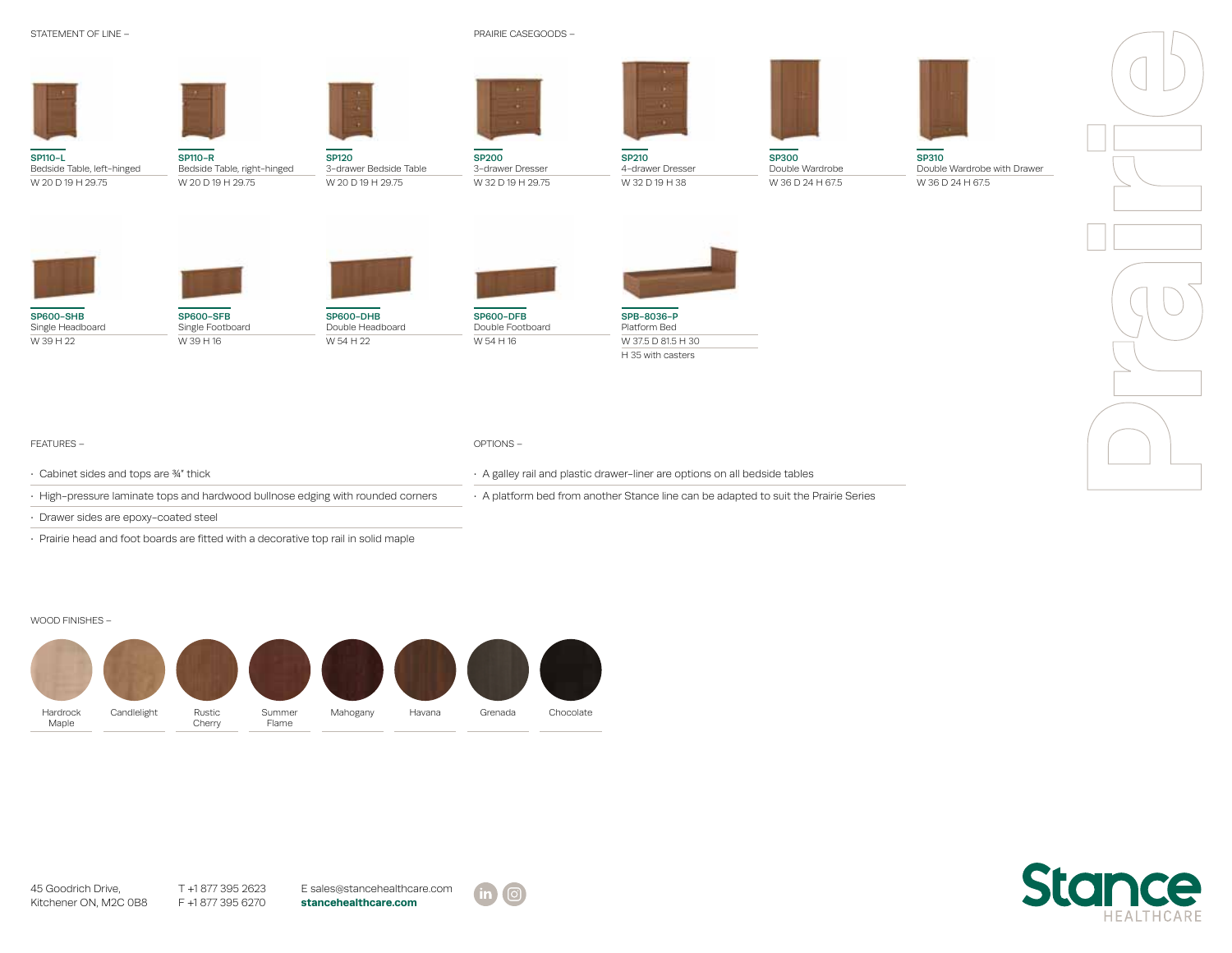STATEMENT OF LINE – PRAIRIE CASEGOODS –

**SP110-L**
Bedside Table, left-hinged
W 20 D 19 H 29.75

**SP110-R**
Bedside Table, right-hinged
W 20 D 19 H 29.75

**SP120**
3-drawer Bedside Table
W 20 D 19 H 29.75

**SP200**
3-drawer Dresser
W 32 D 19 H 29.75

**SP210**
4-drawer Dresser
W 32 D 19 H 38

**SP300**
Double Wardrobe
W 36 D 24 H 67.5

**SP310**
Double Wardrobe with Drawer
W 36 D 24 H 67.5

**SP600-SHB**
Single Headboard
W 39 H 22

**SP600-SFB**
Single Footboard
W 39 H 16

**SP600-DHB**
Double Headboard
W 54 H 22

**SP600-DFB**
Double Footboard
W 54 H 16

**SPB-8036-P**
Platform Bed
W 37.5 D 81.5 H 30
H 35 with casters

Prairie

FEATURES –

- Cabinet sides and tops are ¾" thick
- High-pressure laminate tops and hardwood bullnose edging with rounded corners
- Drawer sides are epoxy-coated steel
- Prairie head and foot boards are fitted with a decorative top rail in solid maple

OPTIONS –

- A galley rail and plastic drawer-liner are options on all bedside tables
- A platform bed from another Stance line can be adapted to suit the Prairie Series

WOOD FINISHES –

- Hardrock Maple
- Candlelight
- Rustic Cherry
- Summer Flame
- Mahogany
- Havana
- Grenada
- Chocolate

45 Goodrich Drive,
Kitchener ON, M2C 0B8

T +1 877 395 2623
F +1 877 395 6270

E sales@stancehealthcare.com
**stancehealthcare.com**

Stance HEALTHCARE